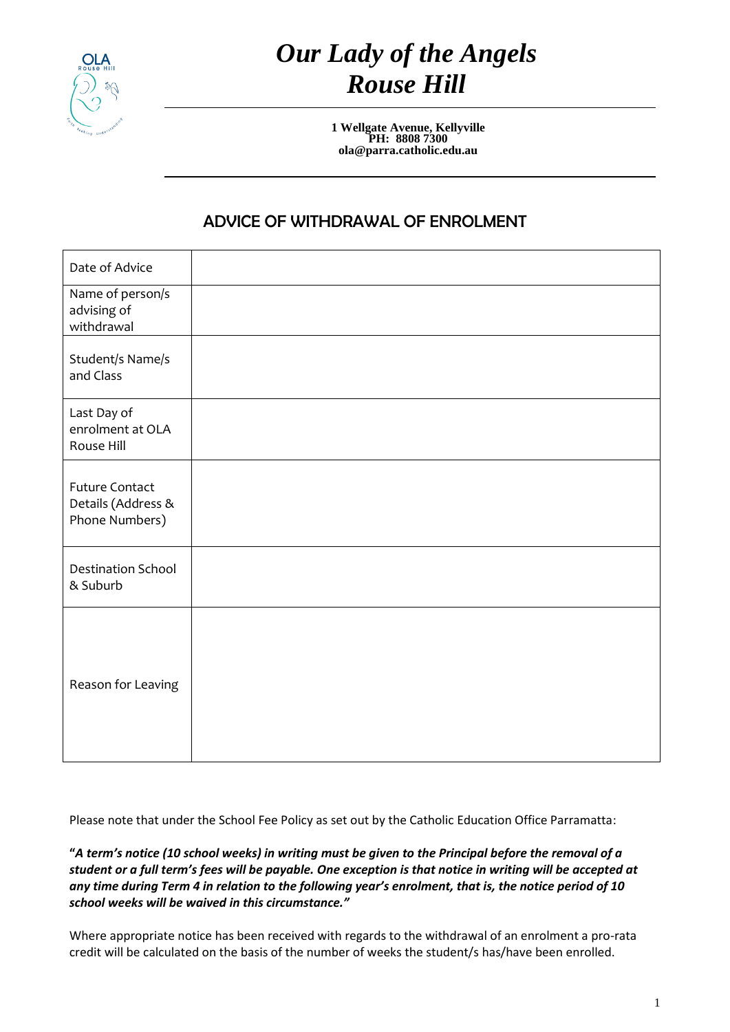# *Our Lady of the Angels Rouse Hill*

**1 Wellgate Avenue, Kellyville**
**PH: 8808 7300**
**ola@parra.catholic.edu.au**

## ADVICE OF WITHDRAWAL OF ENROLMENT

| | |
|---|---|
| Date of Advice | |
| Name of person/s advising of withdrawal | |
| Student/s Name/s and Class | |
| Last Day of enrolment at OLA Rouse Hill | |
| Future Contact Details (Address & Phone Numbers) | |
| Destination School & Suburb | |
| Reason for Leaving | |

Please note that under the School Fee Policy as set out by the Catholic Education Office Parramatta:

**"*A term's notice (10 school weeks) in writing must be given to the Principal before the removal of a student or a full term's fees will be payable. One exception is that notice in writing will be accepted at any time during Term 4 in relation to the following year's enrolment, that is, the notice period of 10 school weeks will be waived in this circumstance."***

Where appropriate notice has been received with regards to the withdrawal of an enrolment a pro-rata credit will be calculated on the basis of the number of weeks the student/s has/have been enrolled.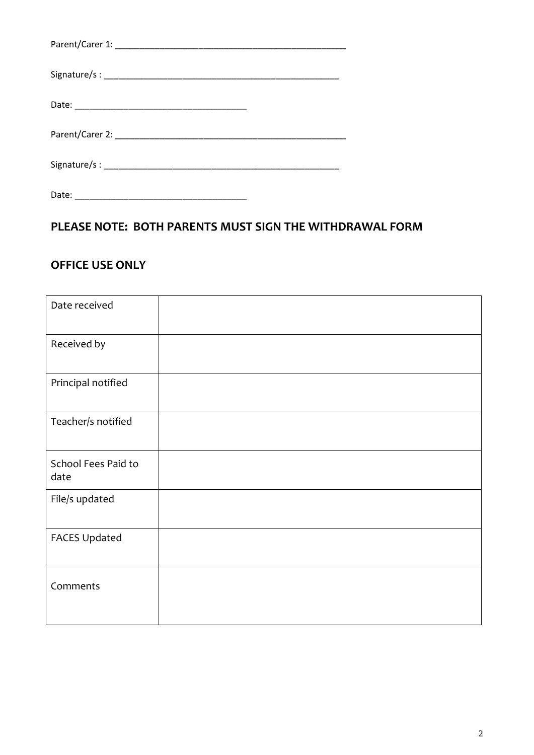Parent/Carer 1: ______________________________________________

Signature/s : ______________________________________________

Date: ___________________________________

Parent/Carer 2: ______________________________________________

Signature/s : ______________________________________________

Date: ___________________________________

**PLEASE NOTE: BOTH PARENTS MUST SIGN THE WITHDRAWAL FORM**

**OFFICE USE ONLY**

| | |
|---|---|
| Date received | |
| Received by | |
| Principal notified | |
| Teacher/s notified | |
| School Fees Paid to date | |
| File/s updated | |
| FACES Updated | |
| Comments | |